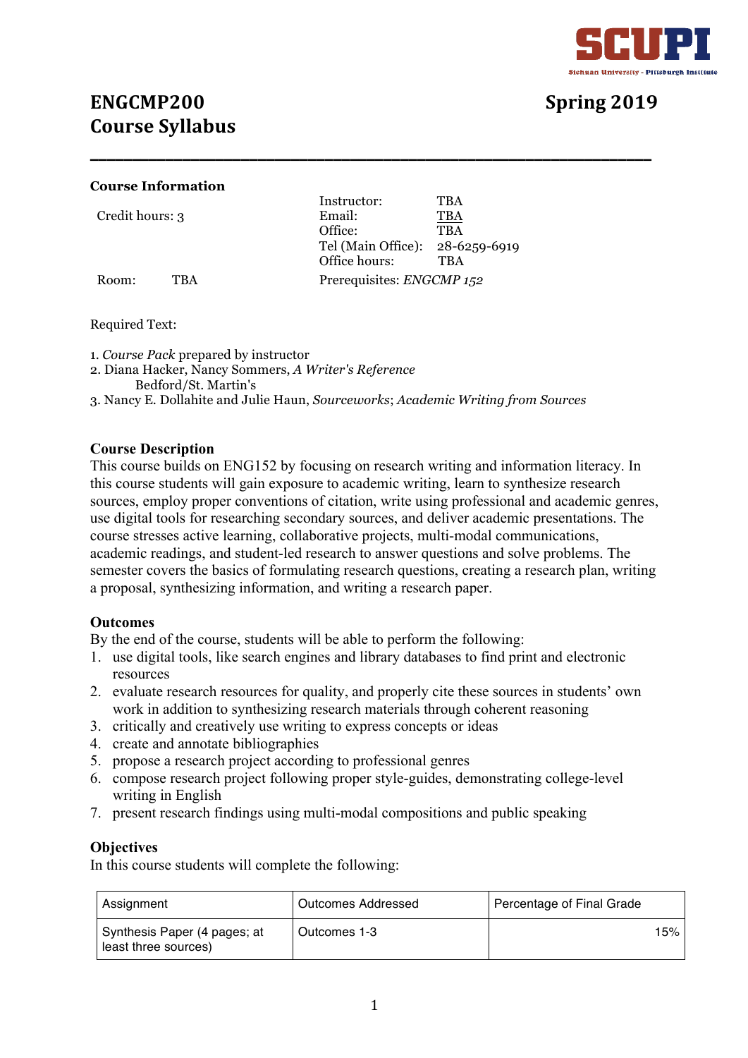# ENGCMP200 Course Syllabus

**Spring 2019**

## Course Information

Credit hours: 3

Room: TBA

Instructor: TBA
Email: TBA
Office: TBA
Tel (Main Office): 28-6259-6919
Office hours: TBA

Prerequisites: *ENGCMP 152*

Required Text:

1. *Course Pack* prepared by instructor
2. Diana Hacker, Nancy Sommers, *A Writer's Reference*
   Bedford/St. Martin's
3. Nancy E. Dollahite and Julie Haun, *Sourceworks*; *Academic Writing from Sources*

## Course Description

This course builds on ENG152 by focusing on research writing and information literacy. In this course students will gain exposure to academic writing, learn to synthesize research sources, employ proper conventions of citation, write using professional and academic genres, use digital tools for researching secondary sources, and deliver academic presentations. The course stresses active learning, collaborative projects, multi-modal communications, academic readings, and student-led research to answer questions and solve problems. The semester covers the basics of formulating research questions, creating a research plan, writing a proposal, synthesizing information, and writing a research paper.

## Outcomes

By the end of the course, students will be able to perform the following:

1. use digital tools, like search engines and library databases to find print and electronic resources
2. evaluate research resources for quality, and properly cite these sources in students' own work in addition to synthesizing research materials through coherent reasoning
3. critically and creatively use writing to express concepts or ideas
4. create and annotate bibliographies
5. propose a research project according to professional genres
6. compose research project following proper style-guides, demonstrating college-level writing in English
7. present research findings using multi-modal compositions and public speaking

## Objectives

In this course students will complete the following:

| Assignment | Outcomes Addressed | Percentage of Final Grade |
|---|---|---|
| Synthesis Paper (4 pages; at least three sources) | Outcomes 1-3 | 15% |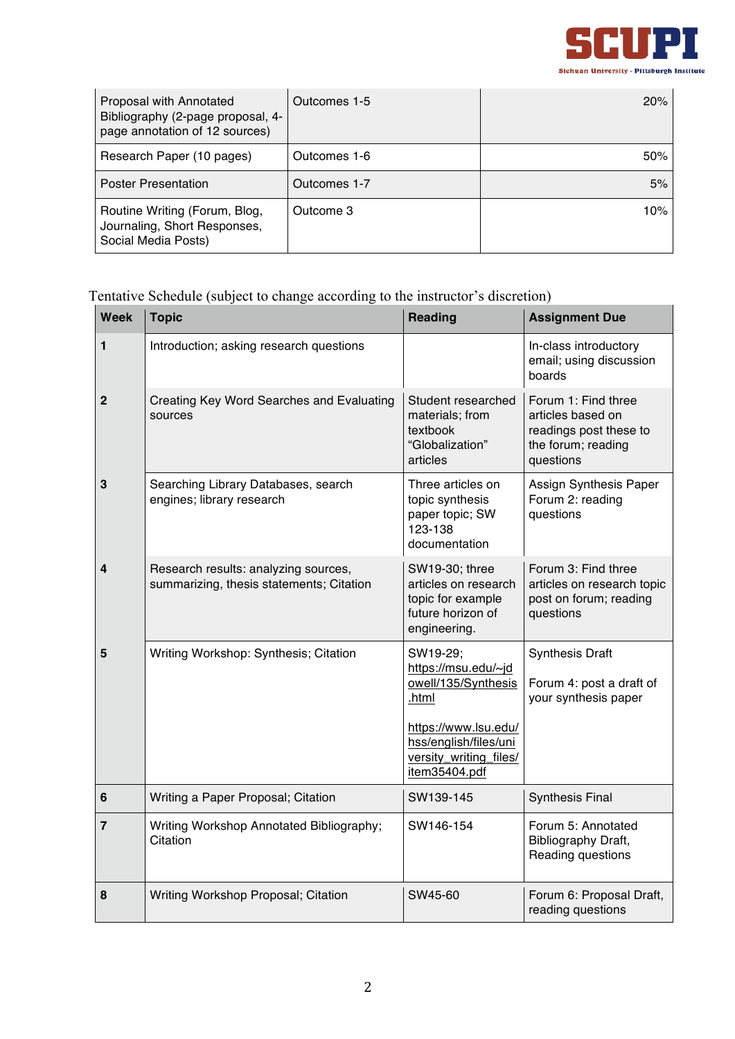| | | |
|---|---|---|
| Proposal with Annotated Bibliography (2-page proposal, 4-page annotation of 12 sources) | Outcomes 1-5 | 20% |
| Research Paper (10 pages) | Outcomes 1-6 | 50% |
| Poster Presentation | Outcomes 1-7 | 5% |
| Routine Writing (Forum, Blog, Journaling, Short Responses, Social Media Posts) | Outcome 3 | 10% |

Tentative Schedule (subject to change according to the instructor's discretion)

| Week | Topic | Reading | Assignment Due |
|---|---|---|---|
| 1 | Introduction; asking research questions | | In-class introductory email; using discussion boards |
| 2 | Creating Key Word Searches and Evaluating sources | Student researched materials; from textbook "Globalization" articles | Forum 1: Find three articles based on readings post these to the forum; reading questions |
| 3 | Searching Library Databases, search engines; library research | Three articles on topic synthesis paper topic; SW 123-138 documentation | Assign Synthesis Paper Forum 2: reading questions |
| 4 | Research results: analyzing sources, summarizing, thesis statements; Citation | SW19-30; three articles on research topic for example future horizon of engineering. | Forum 3: Find three articles on research topic post on forum; reading questions |
| 5 | Writing Workshop: Synthesis; Citation | SW19-29; https://msu.edu/~jdowell/135/Synthesis.html<br><br>https://www.lsu.edu/hss/english/files/university_writing_files/item35404.pdf | Synthesis Draft<br><br>Forum 4: post a draft of your synthesis paper |
| 6 | Writing a Paper Proposal; Citation | SW139-145 | Synthesis Final |
| 7 | Writing Workshop Annotated Bibliography; Citation | SW146-154 | Forum 5: Annotated Bibliography Draft, Reading questions |
| 8 | Writing Workshop Proposal; Citation | SW45-60 | Forum 6: Proposal Draft, reading questions |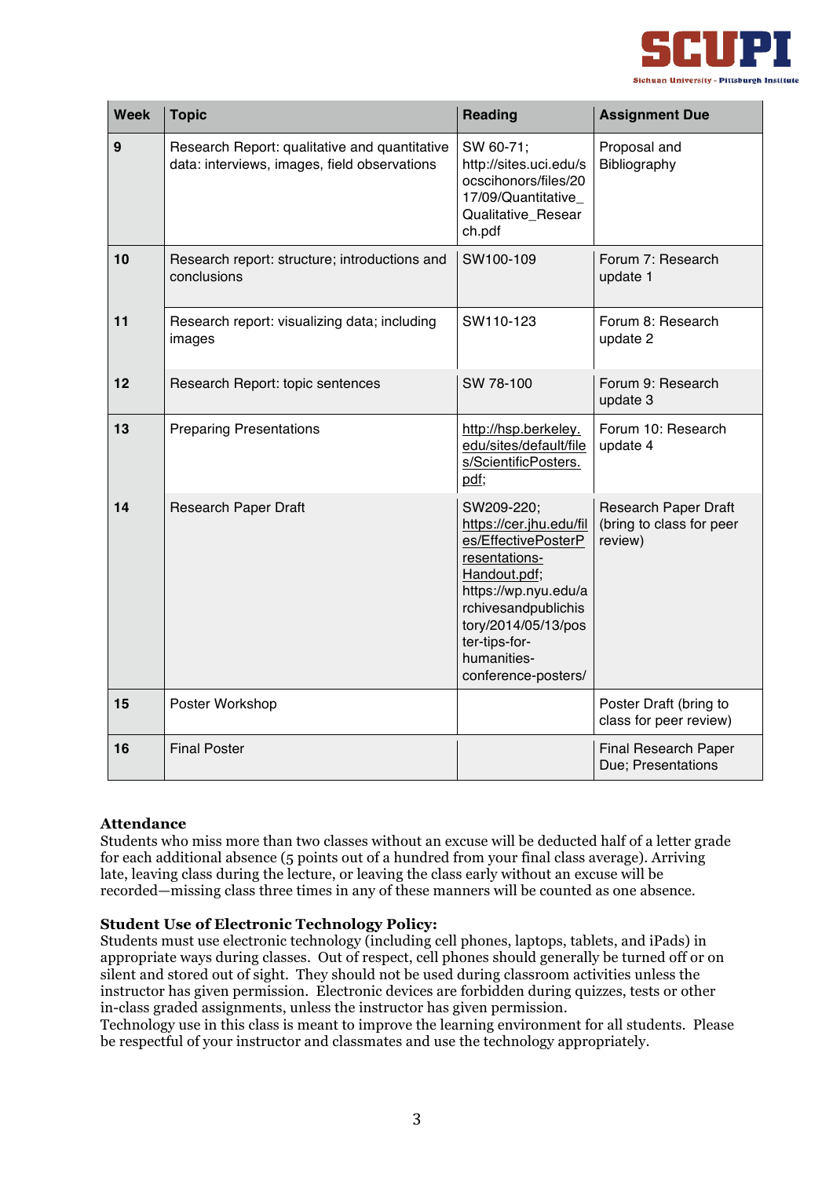| Week | Topic | Reading | Assignment Due |
| --- | --- | --- | --- |
| 9 | Research Report: qualitative and quantitative data: interviews, images, field observations | SW 60-71; http://sites.uci.edu/socscihonors/files/2017/09/Quantitative_Qualitative_Research.pdf | Proposal and Bibliography |
| 10 | Research report: structure; introductions and conclusions | SW100-109 | Forum 7: Research update 1 |
| 11 | Research report: visualizing data; including images | SW110-123 | Forum 8: Research update 2 |
| 12 | Research Report: topic sentences | SW 78-100 | Forum 9: Research update 3 |
| 13 | Preparing Presentations | http://hsp.berkeley.edu/sites/default/files/ScientificPosters.pdf; | Forum 10: Research update 4 |
| 14 | Research Paper Draft | SW209-220; https://cer.jhu.edu/files/EffectivePosterPresentations-Handout.pdf; https://wp.nyu.edu/archivesandpublichistory/2014/05/13/poster-tips-for-humanities-conference-posters/ | Research Paper Draft (bring to class for peer review) |
| 15 | Poster Workshop | | Poster Draft (bring to class for peer review) |
| 16 | Final Poster | | Final Research Paper Due; Presentations |

**Attendance**
Students who miss more than two classes without an excuse will be deducted half of a letter grade for each additional absence (5 points out of a hundred from your final class average). Arriving late, leaving class during the lecture, or leaving the class early without an excuse will be recorded—missing class three times in any of these manners will be counted as one absence.

**Student Use of Electronic Technology Policy:**
Students must use electronic technology (including cell phones, laptops, tablets, and iPads) in appropriate ways during classes. Out of respect, cell phones should generally be turned off or on silent and stored out of sight. They should not be used during classroom activities unless the instructor has given permission. Electronic devices are forbidden during quizzes, tests or other in-class graded assignments, unless the instructor has given permission.
Technology use in this class is meant to improve the learning environment for all students. Please be respectful of your instructor and classmates and use the technology appropriately.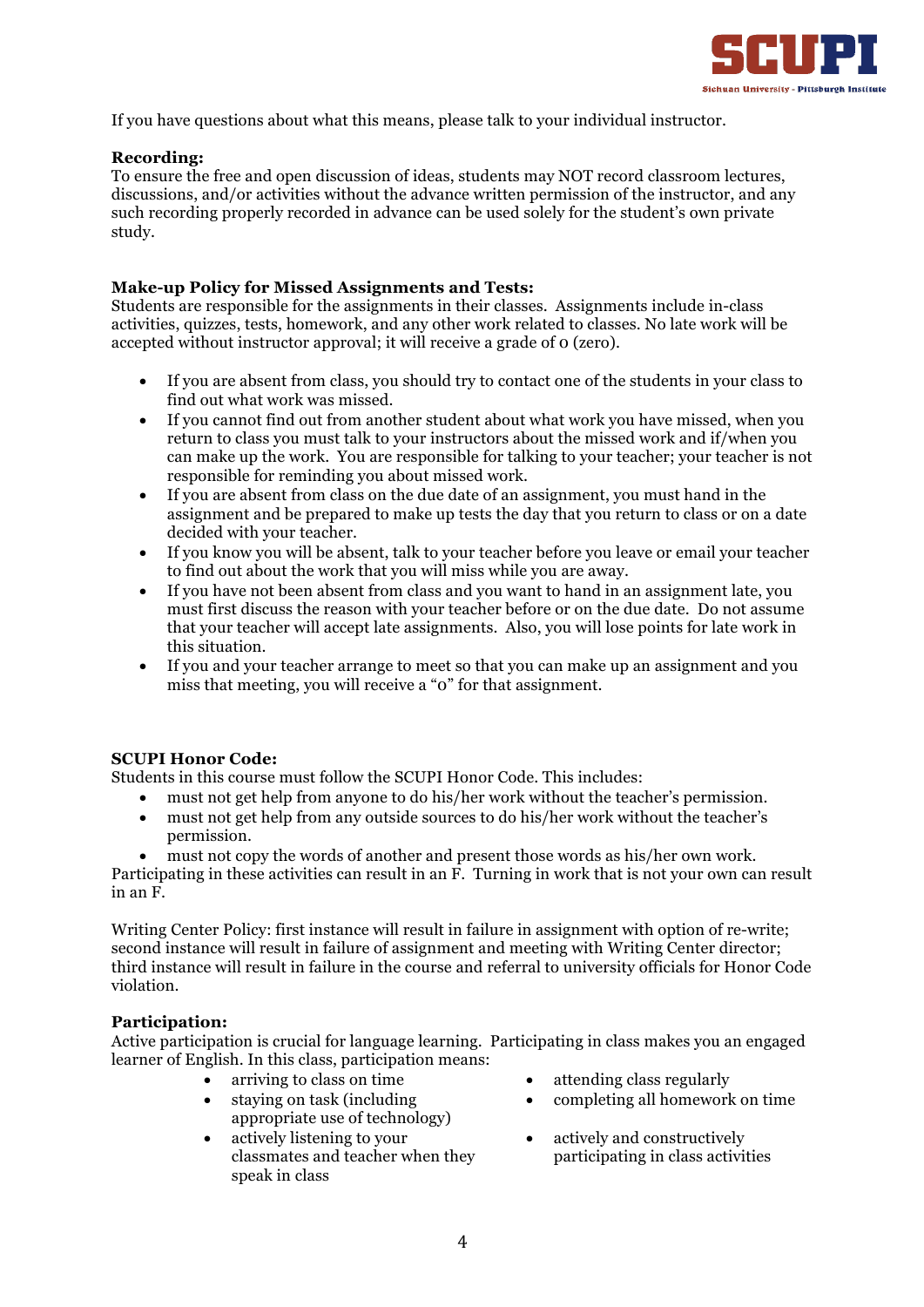If you have questions about what this means, please talk to your individual instructor.

**Recording:**
To ensure the free and open discussion of ideas, students may NOT record classroom lectures, discussions, and/or activities without the advance written permission of the instructor, and any such recording properly recorded in advance can be used solely for the student's own private study.

**Make-up Policy for Missed Assignments and Tests:**
Students are responsible for the assignments in their classes. Assignments include in-class activities, quizzes, tests, homework, and any other work related to classes. No late work will be accepted without instructor approval; it will receive a grade of 0 (zero).

- If you are absent from class, you should try to contact one of the students in your class to find out what work was missed.
- If you cannot find out from another student about what work you have missed, when you return to class you must talk to your instructors about the missed work and if/when you can make up the work. You are responsible for talking to your teacher; your teacher is not responsible for reminding you about missed work.
- If you are absent from class on the due date of an assignment, you must hand in the assignment and be prepared to make up tests the day that you return to class or on a date decided with your teacher.
- If you know you will be absent, talk to your teacher before you leave or email your teacher to find out about the work that you will miss while you are away.
- If you have not been absent from class and you want to hand in an assignment late, you must first discuss the reason with your teacher before or on the due date. Do not assume that your teacher will accept late assignments. Also, you will lose points for late work in this situation.
- If you and your teacher arrange to meet so that you can make up an assignment and you miss that meeting, you will receive a "0" for that assignment.

**SCUPI Honor Code:**
Students in this course must follow the SCUPI Honor Code. This includes:

- must not get help from anyone to do his/her work without the teacher's permission.
- must not get help from any outside sources to do his/her work without the teacher's permission.
- must not copy the words of another and present those words as his/her own work.

Participating in these activities can result in an F. Turning in work that is not your own can result in an F.

Writing Center Policy: first instance will result in failure in assignment with option of re-write; second instance will result in failure of assignment and meeting with Writing Center director; third instance will result in failure in the course and referral to university officials for Honor Code violation.

**Participation:**
Active participation is crucial for language learning. Participating in class makes you an engaged learner of English. In this class, participation means:

- arriving to class on time
- staying on task (including appropriate use of technology)
- actively listening to your classmates and teacher when they speak in class
- attending class regularly
- completing all homework on time
- actively and constructively participating in class activities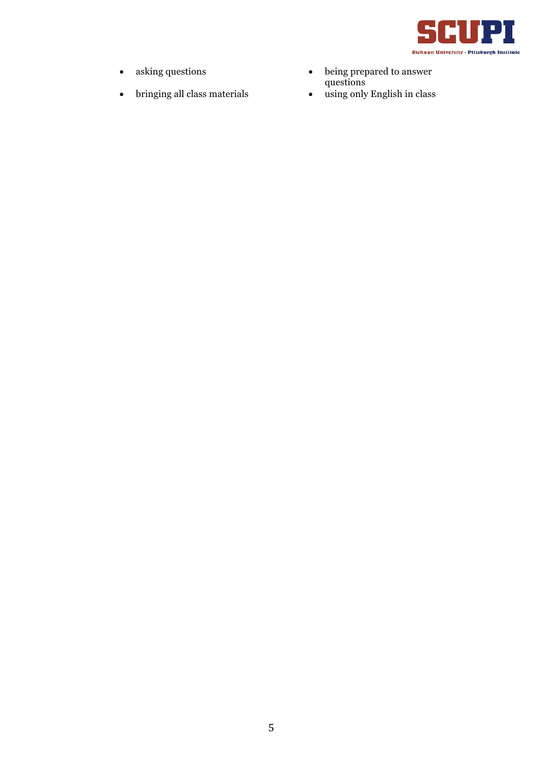- asking questions
- being prepared to answer questions
- bringing all class materials
- using only English in class